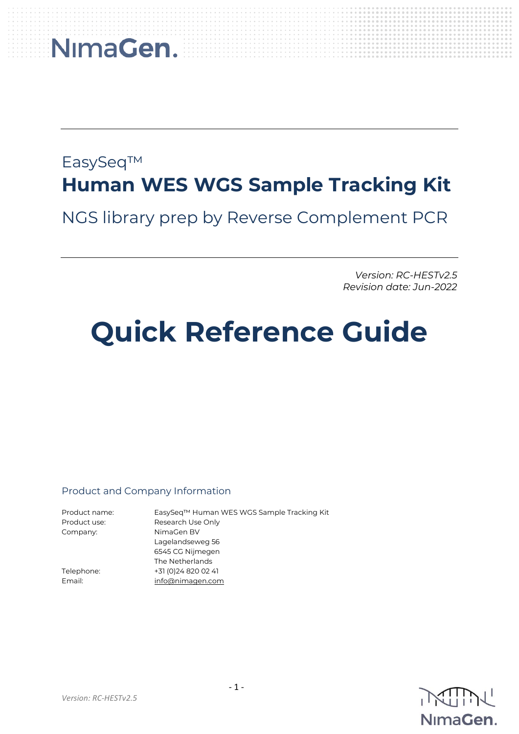NimaGen.

EasySeq™

# Human WES WGS Sample Tracking Kit

NGS library prep by Reverse Complement PCR

*Version: RC-HESTv2.5*
*Revision date: Jun-2022*

# Quick Reference Guide

## Product and Company Information

| | |
|---|---|
| Product name: | EasySeq™ Human WES WGS Sample Tracking Kit |
| Product use: | Research Use Only |
| Company: | NimaGen BV<br>Lagelandseweg 56<br>6545 CG Nijmegen<br>The Netherlands |
| Telephone: | +31 (0)24 820 02 41 |
| Email: | info@nimagen.com |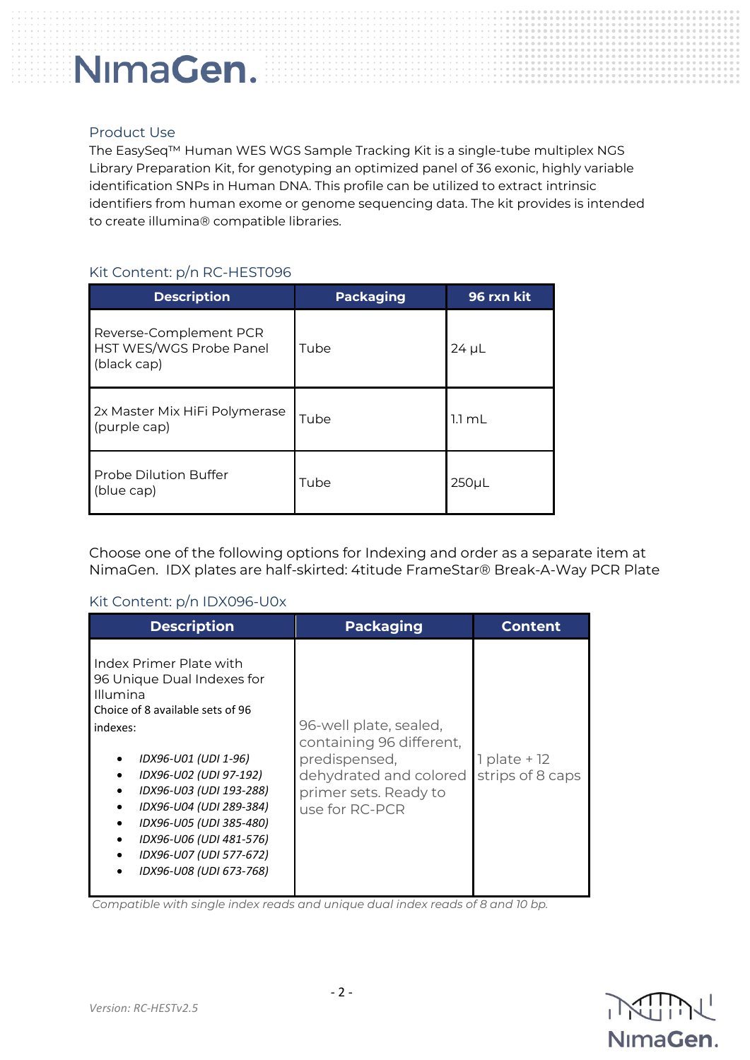## Product Use

The EasySeq™ Human WES WGS Sample Tracking Kit is a single-tube multiplex NGS Library Preparation Kit, for genotyping an optimized panel of 36 exonic, highly variable identification SNPs in Human DNA. This profile can be utilized to extract intrinsic identifiers from human exome or genome sequencing data. The kit provides is intended to create illumina® compatible libraries.

## Kit Content: p/n RC-HEST096

| Description | Packaging | 96 rxn kit |
|---|---|---|
| Reverse-Complement PCR HST WES/WGS Probe Panel (black cap) | Tube | 24 µL |
| 2x Master Mix HiFi Polymerase (purple cap) | Tube | 1.1 mL |
| Probe Dilution Buffer (blue cap) | Tube | 250µL |

Choose one of the following options for Indexing and order as a separate item at NimaGen. IDX plates are half-skirted: 4titude FrameStar® Break-A-Way PCR Plate

## Kit Content: p/n IDX096-U0x

| Description | Packaging | Content |
|---|---|---|
| Index Primer Plate with 96 Unique Dual Indexes for Illumina<br>Choice of 8 available sets of 96 indexes:<br>• *IDX96-U01 (UDI 1-96)*<br>• *IDX96-U02 (UDI 97-192)*<br>• *IDX96-U03 (UDI 193-288)*<br>• *IDX96-U04 (UDI 289-384)*<br>• *IDX96-U05 (UDI 385-480)*<br>• *IDX96-U06 (UDI 481-576)*<br>• *IDX96-U07 (UDI 577-672)*<br>• *IDX96-U08 (UDI 673-768)* | 96-well plate, sealed, containing 96 different, predispensed, dehydrated and colored primer sets. Ready to use for RC-PCR | 1 plate + 12 strips of 8 caps |

*Compatible with single index reads and unique dual index reads of 8 and 10 bp.*

*Version: RC-HESTv2.5*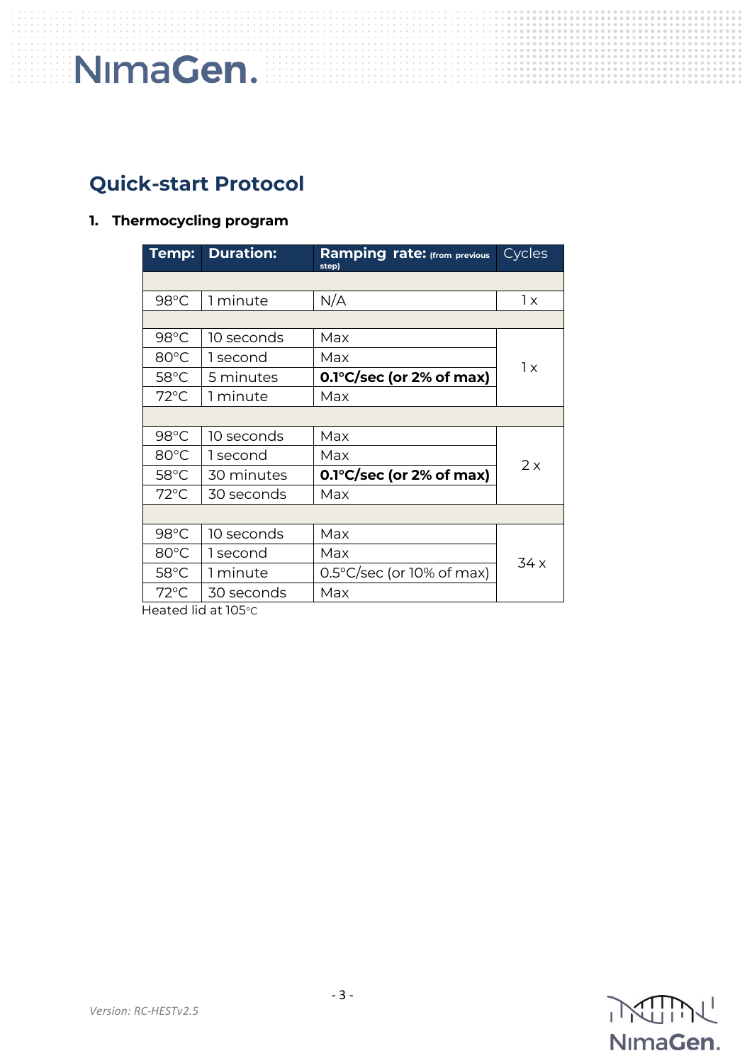## Quick-start Protocol

**1. Thermocycling program**

| Temp: | Duration: | Ramping rate: (from previous step) | Cycles |
|---|---|---|---|
| | | | |
| 98°C | 1 minute | N/A | 1 x |
| | | | |
| 98°C | 10 seconds | Max | 1 x |
| 80°C | 1 second | Max | |
| 58°C | 5 minutes | **0.1°C/sec (or 2% of max)** | |
| 72°C | 1 minute | Max | |
| | | | |
| 98°C | 10 seconds | Max | 2 x |
| 80°C | 1 second | Max | |
| 58°C | 30 minutes | **0.1°C/sec (or 2% of max)** | |
| 72°C | 30 seconds | Max | |
| | | | |
| 98°C | 10 seconds | Max | 34 x |
| 80°C | 1 second | Max | |
| 58°C | 1 minute | 0.5°C/sec (or 10% of max) | |
| 72°C | 30 seconds | Max | |

Heated lid at 105°C

*Version: RC-HESTv2.5*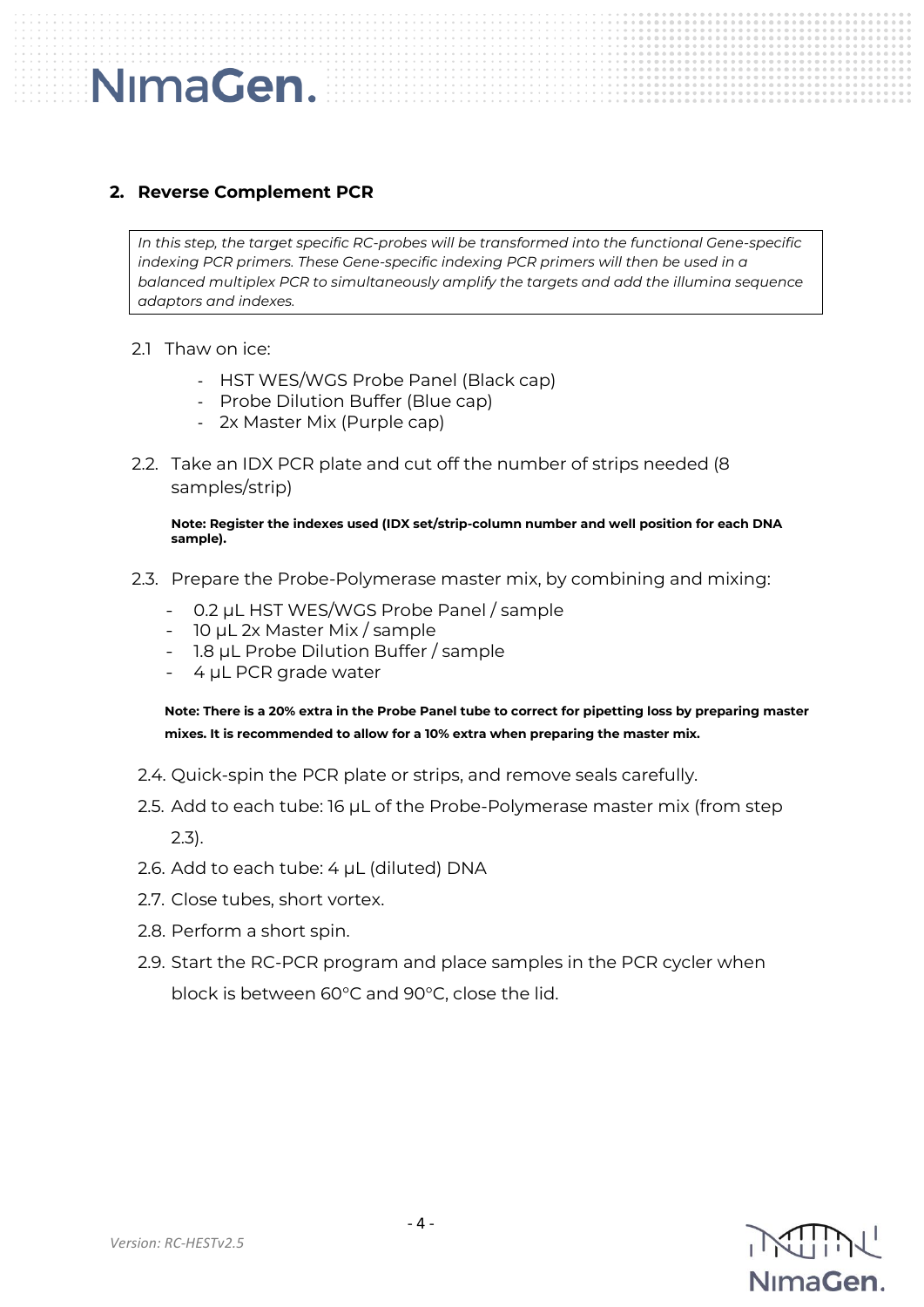## 2. Reverse Complement PCR

*In this step, the target specific RC-probes will be transformed into the functional Gene-specific indexing PCR primers. These Gene-specific indexing PCR primers will then be used in a balanced multiplex PCR to simultaneously amplify the targets and add the illumina sequence adaptors and indexes.*

2.1 Thaw on ice:

- HST WES/WGS Probe Panel (Black cap)
- Probe Dilution Buffer (Blue cap)
- 2x Master Mix (Purple cap)

2.2. Take an IDX PCR plate and cut off the number of strips needed (8 samples/strip)

**Note: Register the indexes used (IDX set/strip-column number and well position for each DNA sample).**

2.3. Prepare the Probe-Polymerase master mix, by combining and mixing:

- 0.2 µL HST WES/WGS Probe Panel / sample
- 10 µL 2x Master Mix / sample
- 1.8 µL Probe Dilution Buffer / sample
- 4 µL PCR grade water

**Note: There is a 20% extra in the Probe Panel tube to correct for pipetting loss by preparing master mixes. It is recommended to allow for a 10% extra when preparing the master mix.**

2.4. Quick-spin the PCR plate or strips, and remove seals carefully.

2.5. Add to each tube: 16 µL of the Probe-Polymerase master mix (from step 2.3).

2.6. Add to each tube: 4 µL (diluted) DNA

2.7. Close tubes, short vortex.

2.8. Perform a short spin.

2.9. Start the RC-PCR program and place samples in the PCR cycler when block is between 60°C and 90°C, close the lid.

*Version: RC-HESTv2.5*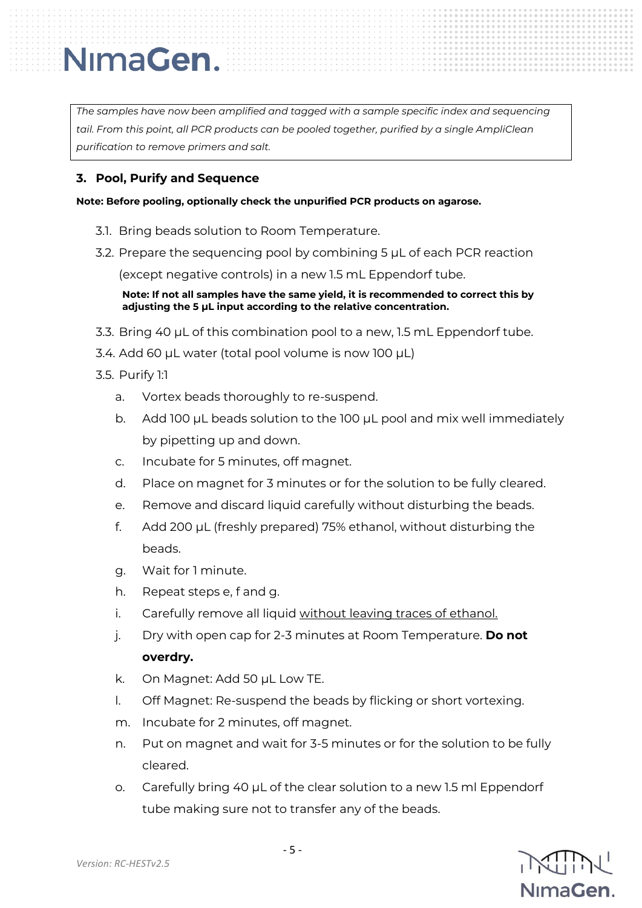*The samples have now been amplified and tagged with a sample specific index and sequencing tail. From this point, all PCR products can be pooled together, purified by a single AmpliClean purification to remove primers and salt.*

## 3. Pool, Purify and Sequence

**Note: Before pooling, optionally check the unpurified PCR products on agarose.**

3.1. Bring beads solution to Room Temperature.

3.2. Prepare the sequencing pool by combining 5 µL of each PCR reaction (except negative controls) in a new 1.5 mL Eppendorf tube.

**Note: If not all samples have the same yield, it is recommended to correct this by adjusting the 5 µL input according to the relative concentration.**

3.3. Bring 40 µL of this combination pool to a new, 1.5 mL Eppendorf tube.

3.4. Add 60 µL water (total pool volume is now 100 µL)

3.5. Purify 1:1

a. Vortex beads thoroughly to re-suspend.

b. Add 100 µL beads solution to the 100 µL pool and mix well immediately by pipetting up and down.

c. Incubate for 5 minutes, off magnet.

d. Place on magnet for 3 minutes or for the solution to be fully cleared.

e. Remove and discard liquid carefully without disturbing the beads.

f. Add 200 µL (freshly prepared) 75% ethanol, without disturbing the beads.

g. Wait for 1 minute.

h. Repeat steps e, f and g.

i. Carefully remove all liquid <u>without leaving traces of ethanol.</u>

j. Dry with open cap for 2-3 minutes at Room Temperature. **Do not overdry.**

k. On Magnet: Add 50 µL Low TE.

l. Off Magnet: Re-suspend the beads by flicking or short vortexing.

m. Incubate for 2 minutes, off magnet.

n. Put on magnet and wait for 3-5 minutes or for the solution to be fully cleared.

o. Carefully bring 40 µL of the clear solution to a new 1.5 ml Eppendorf tube making sure not to transfer any of the beads.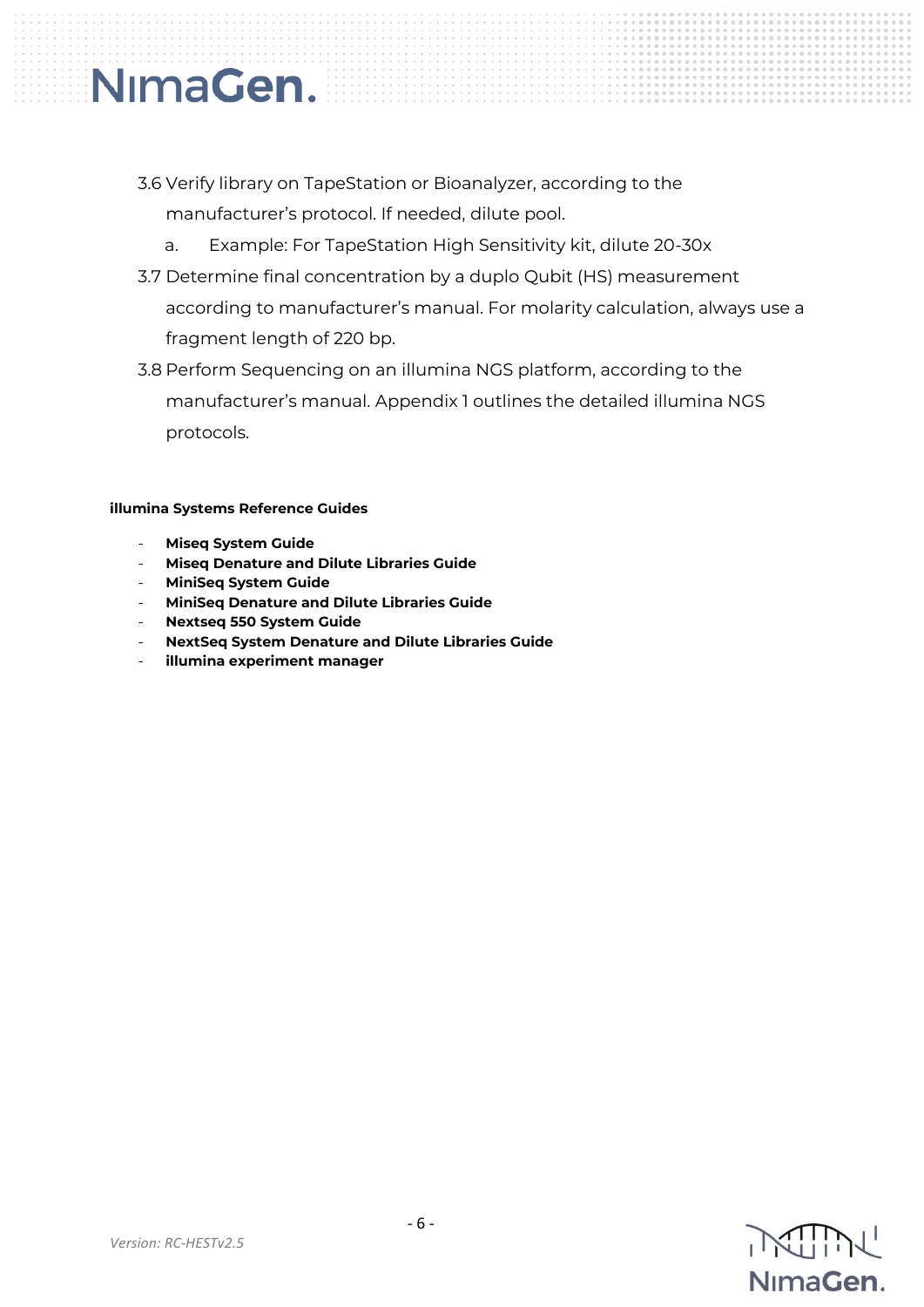3.6 Verify library on TapeStation or Bioanalyzer, according to the manufacturer's protocol. If needed, dilute pool.

   a. Example: For TapeStation High Sensitivity kit, dilute 20-30x

3.7 Determine final concentration by a duplo Qubit (HS) measurement according to manufacturer's manual. For molarity calculation, always use a fragment length of 220 bp.

3.8 Perform Sequencing on an illumina NGS platform, according to the manufacturer's manual. Appendix 1 outlines the detailed illumina NGS protocols.

**illumina Systems Reference Guides**

- **Miseq System Guide**
- **Miseq Denature and Dilute Libraries Guide**
- **MiniSeq System Guide**
- **MiniSeq Denature and Dilute Libraries Guide**
- **Nextseq 550 System Guide**
- **NextSeq System Denature and Dilute Libraries Guide**
- **illumina experiment manager**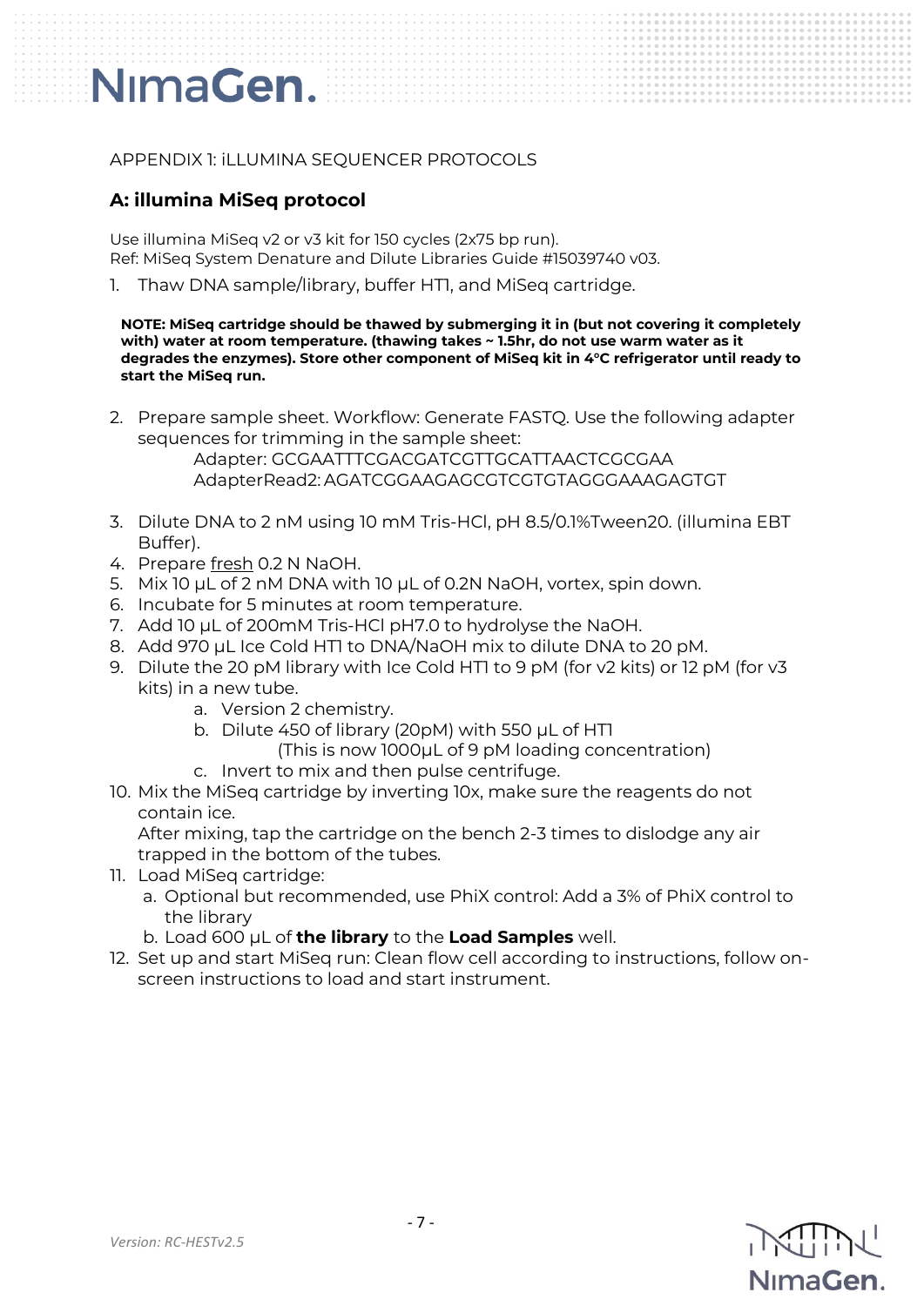APPENDIX 1: iLLUMINA SEQUENCER PROTOCOLS

## A: illumina MiSeq protocol

Use illumina MiSeq v2 or v3 kit for 150 cycles (2x75 bp run).
Ref: MiSeq System Denature and Dilute Libraries Guide #15039740 v03.

1. Thaw DNA sample/library, buffer HT1, and MiSeq cartridge.

   **NOTE: MiSeq cartridge should be thawed by submerging it in (but not covering it completely with) water at room temperature. (thawing takes ~ 1.5hr, do not use warm water as it degrades the enzymes). Store other component of MiSeq kit in 4°C refrigerator until ready to start the MiSeq run.**

2. Prepare sample sheet. Workflow: Generate FASTQ. Use the following adapter sequences for trimming in the sample sheet:
   Adapter: GCGAATTTCGACGATCGTTGCATTAACTCGCGAA
   AdapterRead2: AGATCGGAAGAGCGTCGTGTAGGGAAAGAGTGT

3. Dilute DNA to 2 nM using 10 mM Tris-HCl, pH 8.5/0.1%Tween20. (illumina EBT Buffer).
4. Prepare fresh 0.2 N NaOH.
5. Mix 10 µL of 2 nM DNA with 10 µL of 0.2N NaOH, vortex, spin down.
6. Incubate for 5 minutes at room temperature.
7. Add 10 µL of 200mM Tris-HCl pH7.0 to hydrolyse the NaOH.
8. Add 970 µL Ice Cold HT1 to DNA/NaOH mix to dilute DNA to 20 pM.
9. Dilute the 20 pM library with Ice Cold HT1 to 9 pM (for v2 kits) or 12 pM (for v3 kits) in a new tube.
   a. Version 2 chemistry.
   b. Dilute 450 of library (20pM) with 550 µL of HT1
      (This is now 1000µL of 9 pM loading concentration)
   c. Invert to mix and then pulse centrifuge.
10. Mix the MiSeq cartridge by inverting 10x, make sure the reagents do not contain ice.
    After mixing, tap the cartridge on the bench 2-3 times to dislodge any air trapped in the bottom of the tubes.
11. Load MiSeq cartridge:
    a. Optional but recommended, use PhiX control: Add a 3% of PhiX control to the library
    b. Load 600 µL of **the library** to the **Load Samples** well.
12. Set up and start MiSeq run: Clean flow cell according to instructions, follow on-screen instructions to load and start instrument.

*Version: RC-HESTv2.5*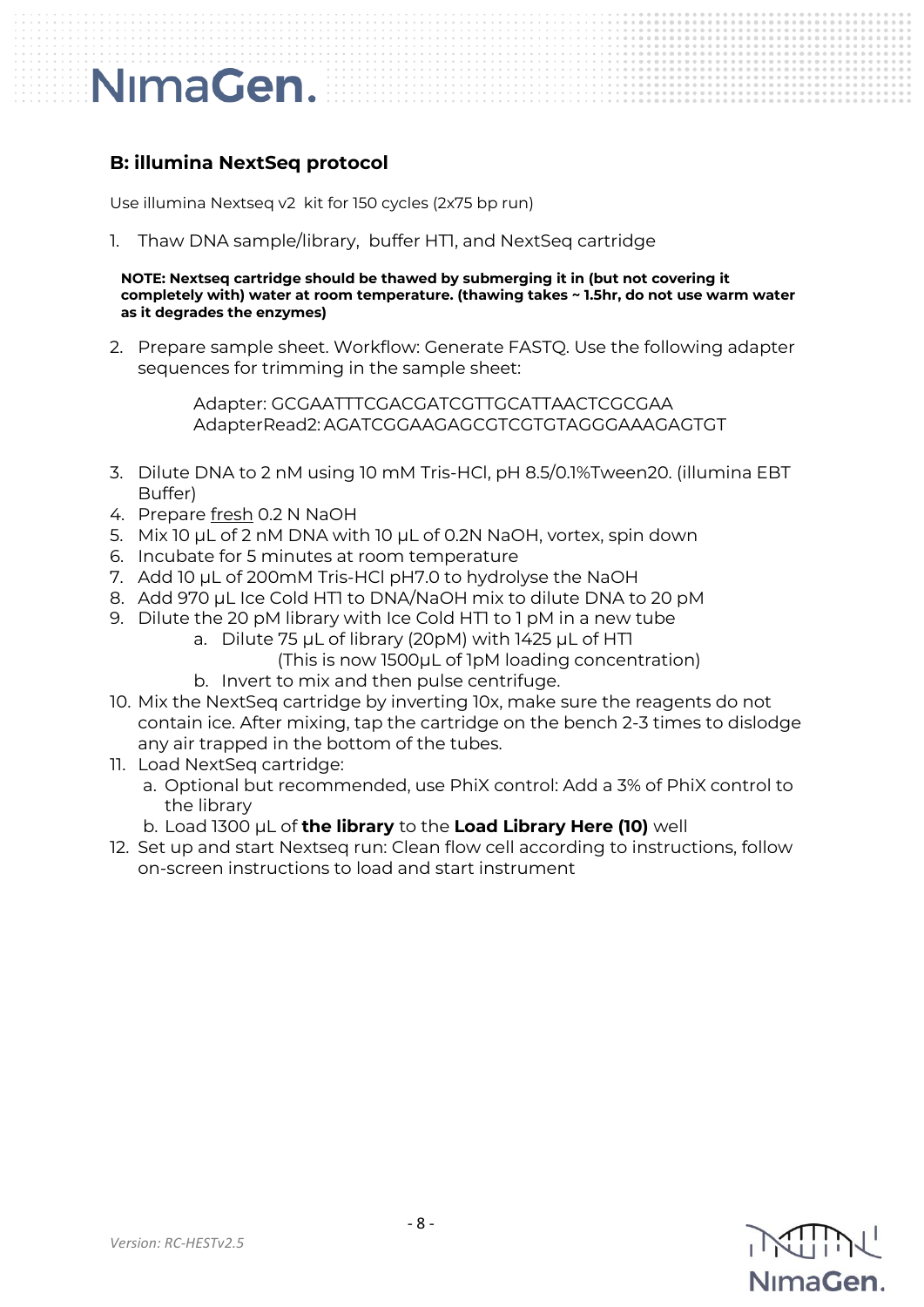## B: illumina NextSeq protocol

Use illumina Nextseq v2 kit for 150 cycles (2x75 bp run)

1. Thaw DNA sample/library, buffer HT1, and NextSeq cartridge

   **NOTE: Nextseq cartridge should be thawed by submerging it in (but not covering it completely with) water at room temperature. (thawing takes ~ 1.5hr, do not use warm water as it degrades the enzymes)**

2. Prepare sample sheet. Workflow: Generate FASTQ. Use the following adapter sequences for trimming in the sample sheet:

   Adapter: GCGAATTTCGACGATCGTTGCATTAACTCGCGAA
   AdapterRead2: AGATCGGAAGAGCGTCGTGTAGGGAAAGAGTGT

3. Dilute DNA to 2 nM using 10 mM Tris-HCl, pH 8.5/0.1%Tween20. (illumina EBT Buffer)
4. Prepare fresh 0.2 N NaOH
5. Mix 10 µL of 2 nM DNA with 10 µL of 0.2N NaOH, vortex, spin down
6. Incubate for 5 minutes at room temperature
7. Add 10 µL of 200mM Tris-HCl pH7.0 to hydrolyse the NaOH
8. Add 970 µL Ice Cold HT1 to DNA/NaOH mix to dilute DNA to 20 pM
9. Dilute the 20 pM library with Ice Cold HT1 to 1 pM in a new tube
   a. Dilute 75 µL of library (20pM) with 1425 µL of HT1
      (This is now 1500µL of 1pM loading concentration)
   b. Invert to mix and then pulse centrifuge.
10. Mix the NextSeq cartridge by inverting 10x, make sure the reagents do not contain ice. After mixing, tap the cartridge on the bench 2-3 times to dislodge any air trapped in the bottom of the tubes.
11. Load NextSeq cartridge:
    a. Optional but recommended, use PhiX control: Add a 3% of PhiX control to the library
    b. Load 1300 µL of **the library** to the **Load Library Here (10)** well
12. Set up and start Nextseq run: Clean flow cell according to instructions, follow on-screen instructions to load and start instrument

*Version: RC-HESTv2.5*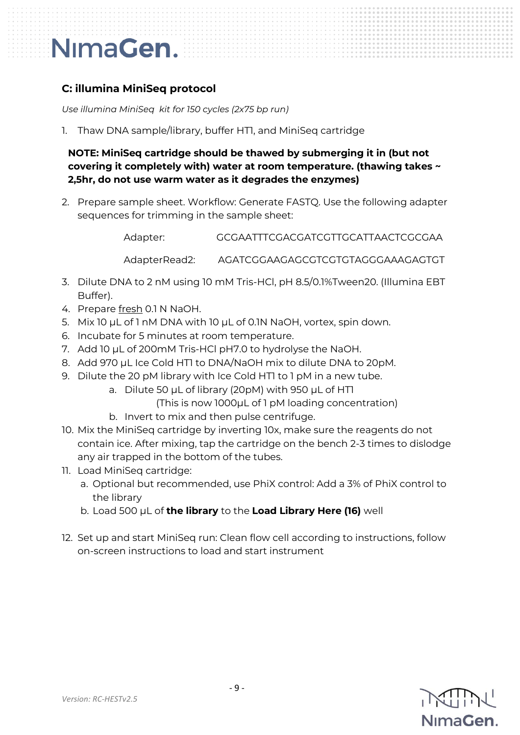## C: illumina MiniSeq protocol

*Use illumina MiniSeq kit for 150 cycles (2x75 bp run)*

1. Thaw DNA sample/library, buffer HT1, and MiniSeq cartridge

   **NOTE: MiniSeq cartridge should be thawed by submerging it in (but not covering it completely with) water at room temperature. (thawing takes ~ 2,5hr, do not use warm water as it degrades the enzymes)**

2. Prepare sample sheet. Workflow: Generate FASTQ. Use the following adapter sequences for trimming in the sample sheet:

   Adapter: GCGAATTTCGACGATCGTTGCATTAACTCGCGAA

   AdapterRead2: AGATCGGAAGAGCGTCGTGTAGGGAAAGAGTGT

3. Dilute DNA to 2 nM using 10 mM Tris-HCl, pH 8.5/0.1%Tween20. (Illumina EBT Buffer).
4. Prepare fresh 0.1 N NaOH.
5. Mix 10 µL of 1 nM DNA with 10 µL of 0.1N NaOH, vortex, spin down.
6. Incubate for 5 minutes at room temperature.
7. Add 10 µL of 200mM Tris-HCl pH7.0 to hydrolyse the NaOH.
8. Add 970 µL Ice Cold HT1 to DNA/NaOH mix to dilute DNA to 20pM.
9. Dilute the 20 pM library with Ice Cold HT1 to 1 pM in a new tube.
   a. Dilute 50 µL of library (20pM) with 950 µL of HT1
      (This is now 1000µL of 1 pM loading concentration)
   b. Invert to mix and then pulse centrifuge.
10. Mix the MiniSeq cartridge by inverting 10x, make sure the reagents do not contain ice. After mixing, tap the cartridge on the bench 2-3 times to dislodge any air trapped in the bottom of the tubes.
11. Load MiniSeq cartridge:
    a. Optional but recommended, use PhiX control: Add a 3% of PhiX control to the library
    b. Load 500 µL of **the library** to the **Load Library Here (16)** well

12. Set up and start MiniSeq run: Clean flow cell according to instructions, follow on-screen instructions to load and start instrument

*Version: RC-HESTv2.5*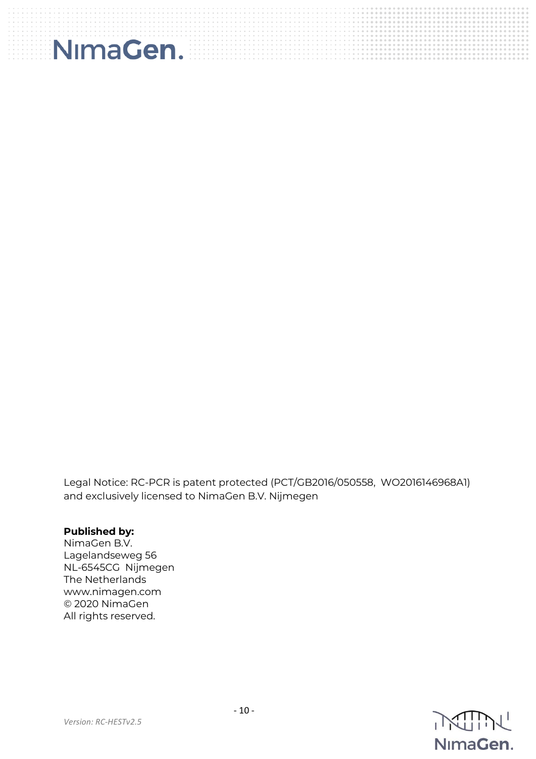Legal Notice: RC-PCR is patent protected (PCT/GB2016/050558, WO2016146968A1) and exclusively licensed to NimaGen B.V. Nijmegen

**Published by:**
NimaGen B.V.
Lagelandseweg 56
NL-6545CG Nijmegen
The Netherlands
www.nimagen.com
© 2020 NimaGen
All rights reserved.